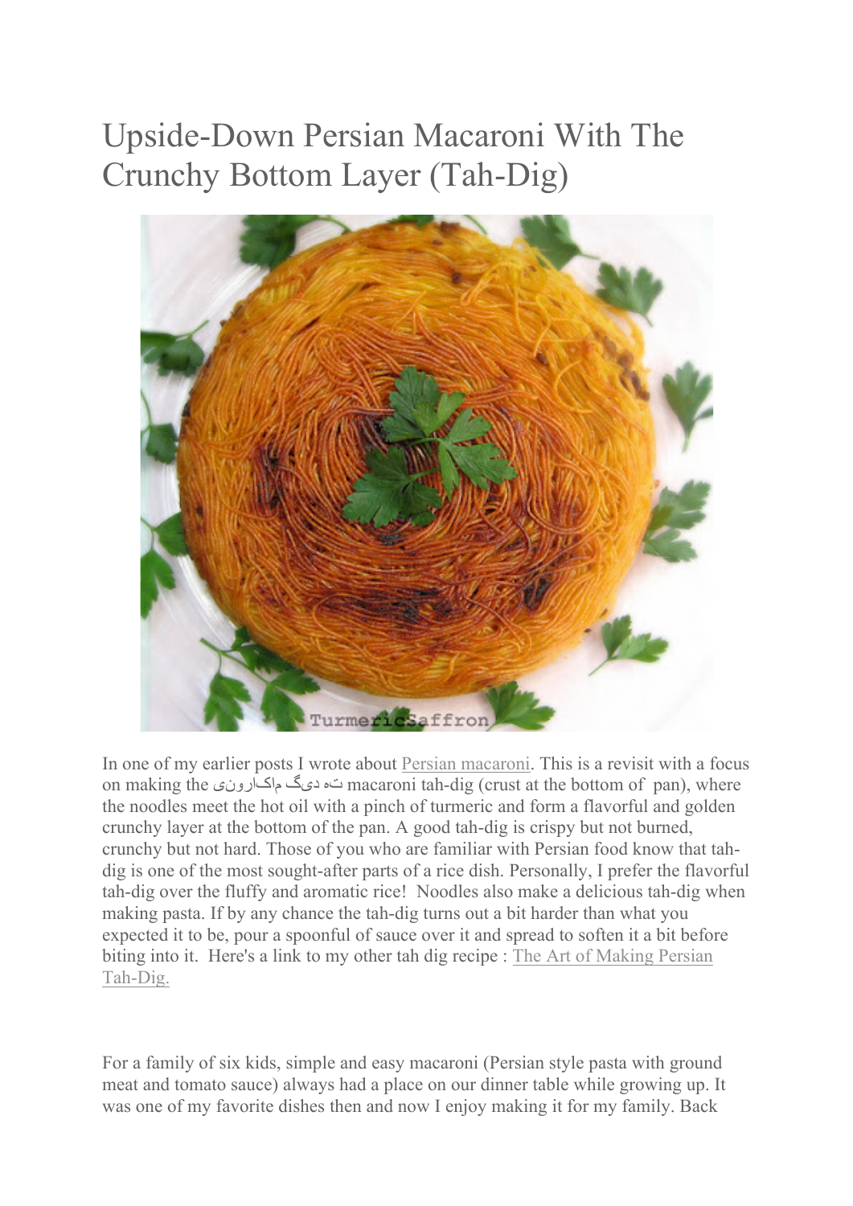# Upside-Down Persian Macaroni With The Crunchy Bottom Layer (Tah-Dig)

In one of my earlier posts I wrote about Persian macaroni. This is a revisit with a focus on making the ته دیگ ماکارونی macaroni tah-dig (crust at the bottom of pan), where the noodles meet the hot oil with a pinch of turmeric and form a flavorful and golden crunchy layer at the bottom of the pan. A good tah-dig is crispy but not burned, crunchy but not hard. Those of you who are familiar with Persian food know that tah-dig is one of the most sought-after parts of a rice dish. Personally, I prefer the flavorful tah-dig over the fluffy and aromatic rice! Noodles also make a delicious tah-dig when making pasta. If by any chance the tah-dig turns out a bit harder than what you expected it to be, pour a spoonful of sauce over it and spread to soften it a bit before biting into it. Here's a link to my other tah dig recipe : The Art of Making Persian Tah-Dig.

For a family of six kids, simple and easy macaroni (Persian style pasta with ground meat and tomato sauce) always had a place on our dinner table while growing up. It was one of my favorite dishes then and now I enjoy making it for my family. Back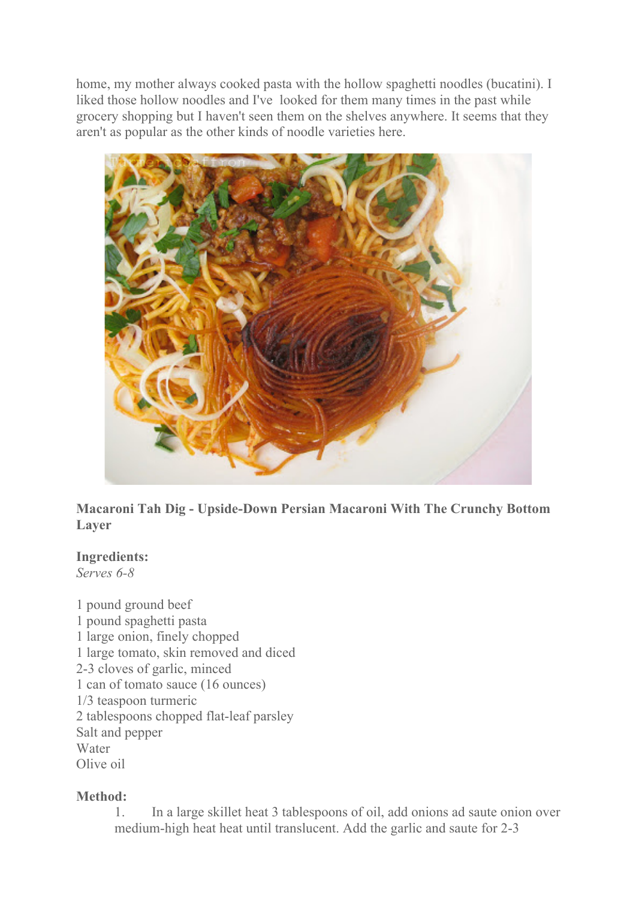home, my mother always cooked pasta with the hollow spaghetti noodles (bucatini). I liked those hollow noodles and I've looked for them many times in the past while grocery shopping but I haven't seen them on the shelves anywhere. It seems that they aren't as popular as the other kinds of noodle varieties here.

**Macaroni Tah Dig - Upside-Down Persian Macaroni With The Crunchy Bottom Layer**

**Ingredients:**
*Serves 6-8*

1 pound ground beef
1 pound spaghetti pasta
1 large onion, finely chopped
1 large tomato, skin removed and diced
2-3 cloves of garlic, minced
1 can of tomato sauce (16 ounces)
1/3 teaspoon turmeric
2 tablespoons chopped flat-leaf parsley
Salt and pepper
Water
Olive oil

**Method:**

1. In a large skillet heat 3 tablespoons of oil, add onions ad saute onion over medium-high heat heat until translucent. Add the garlic and saute for 2-3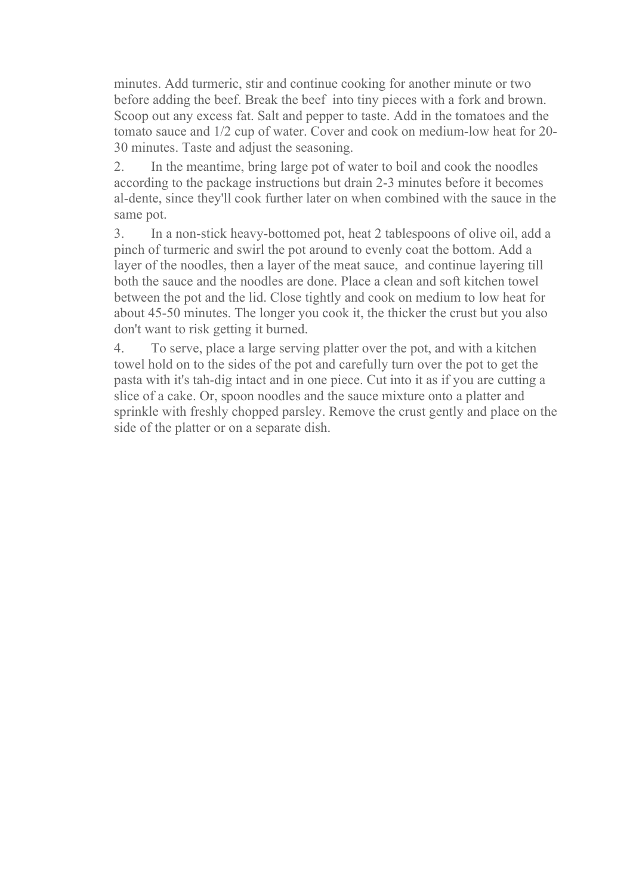minutes. Add turmeric, stir and continue cooking for another minute or two before adding the beef. Break the beef into tiny pieces with a fork and brown. Scoop out any excess fat. Salt and pepper to taste. Add in the tomatoes and the tomato sauce and 1/2 cup of water. Cover and cook on medium-low heat for 20-30 minutes. Taste and adjust the seasoning.

2. In the meantime, bring large pot of water to boil and cook the noodles according to the package instructions but drain 2-3 minutes before it becomes al-dente, since they'll cook further later on when combined with the sauce in the same pot.

3. In a non-stick heavy-bottomed pot, heat 2 tablespoons of olive oil, add a pinch of turmeric and swirl the pot around to evenly coat the bottom. Add a layer of the noodles, then a layer of the meat sauce, and continue layering till both the sauce and the noodles are done. Place a clean and soft kitchen towel between the pot and the lid. Close tightly and cook on medium to low heat for about 45-50 minutes. The longer you cook it, the thicker the crust but you also don't want to risk getting it burned.

4. To serve, place a large serving platter over the pot, and with a kitchen towel hold on to the sides of the pot and carefully turn over the pot to get the pasta with it's tah-dig intact and in one piece. Cut into it as if you are cutting a slice of a cake. Or, spoon noodles and the sauce mixture onto a platter and sprinkle with freshly chopped parsley. Remove the crust gently and place on the side of the platter or on a separate dish.